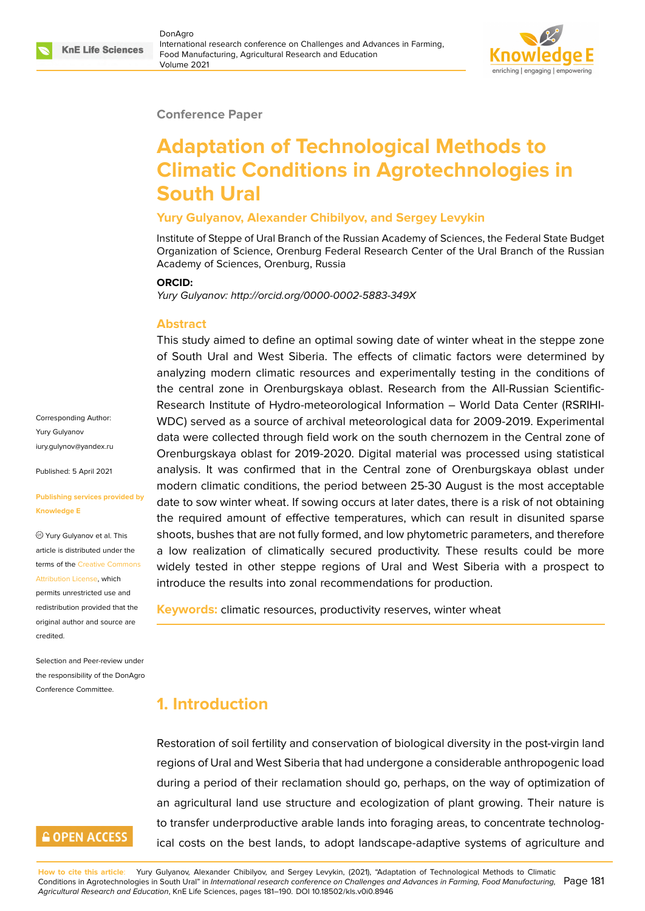Conference Paper

# Adaptation of Technological Methods to Climatic Conditions in Agrotechnologies in South Ural

**Yury Gulyanov, Alexander Chibilyov, and Sergey Levykin**

Institute of Steppe of Ural Branch of the Russian Academy of Sciences, the Federal State Budget Organization of Science, Orenburg Federal Research Center of the Ural Branch of the Russian Academy of Sciences, Orenburg, Russia

**ORCID:**

*Yury Gulyanov: http://orcid.org/0000-0002-5883-349X*

Corresponding Author: Yury Gulyanov iury.gulynov@yandex.ru

Published: 5 April 2021

**Publishing services provided by Knowledge E**

Yury Gulyanov et al. This article is distributed under the terms of the Creative Commons Attribution License, which permits unrestricted use and redistribution provided that the original author and source are credited.

Selection and Peer-review under the responsibility of the DonAgro Conference Committee.

## Abstract

This study aimed to define an optimal sowing date of winter wheat in the steppe zone of South Ural and West Siberia. The effects of climatic factors were determined by analyzing modern climatic resources and experimentally testing in the conditions of the central zone in Orenburgskaya oblast. Research from the All-Russian Scientific-Research Institute of Hydro-meteorological Information – World Data Center (RSRIHI-WDC) served as a source of archival meteorological data for 2009-2019. Experimental data were collected through field work on the south chernozem in the Central zone of Orenburgskaya oblast for 2019-2020. Digital material was processed using statistical analysis. It was confirmed that in the Central zone of Orenburgskaya oblast under modern climatic conditions, the period between 25-30 August is the most acceptable date to sow winter wheat. If sowing occurs at later dates, there is a risk of not obtaining the required amount of effective temperatures, which can result in disunited sparse shoots, bushes that are not fully formed, and low phytometric parameters, and therefore a low realization of climatically secured productivity. These results could be more widely tested in other steppe regions of Ural and West Siberia with a prospect to introduce the results into zonal recommendations for production.

**Keywords:** climatic resources, productivity reserves, winter wheat

## 1. Introduction

Restoration of soil fertility and conservation of biological diversity in the post-virgin land regions of Ural and West Siberia that had undergone a considerable anthropogenic load during a period of their reclamation should go, perhaps, on the way of optimization of an agricultural land use structure and ecologization of plant growing. Their nature is to transfer underproductive arable lands into foraging areas, to concentrate technological costs on the best lands, to adopt landscape-adaptive systems of agriculture and

**How to cite this article:** Yury Gulyanov, Alexander Chibilyov, and Sergey Levykin, (2021), "Adaptation of Technological Methods to Climatic Conditions in Agrotechnologies in South Ural" in *International research conference on Challenges and Advances in Farming, Food Manufacturing, Agricultural Research and Education*, KnE Life Sciences, pages 181–190. DOI 10.18502/kls.v0i0.8946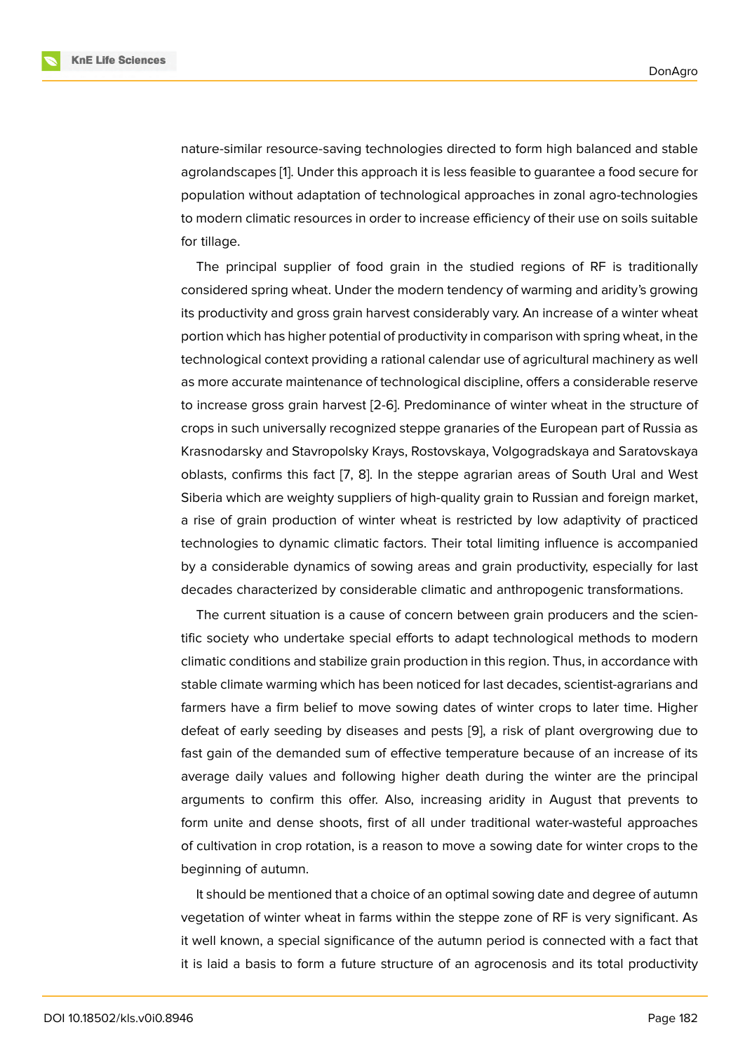nature-similar resource-saving technologies directed to form high balanced and stable agrolandscapes [1]. Under this approach it is less feasible to guarantee a food secure for population without adaptation of technological approaches in zonal agro-technologies to modern climatic resources in order to increase efficiency of their use on soils suitable for tillage.

The principal supplier of food grain in the studied regions of RF is traditionally considered spring wheat. Under the modern tendency of warming and aridity's growing its productivity and gross grain harvest considerably vary. An increase of a winter wheat portion which has higher potential of productivity in comparison with spring wheat, in the technological context providing a rational calendar use of agricultural machinery as well as more accurate maintenance of technological discipline, offers a considerable reserve to increase gross grain harvest [2-6]. Predominance of winter wheat in the structure of crops in such universally recognized steppe granaries of the European part of Russia as Krasnodarsky and Stavropolsky Krays, Rostovskaya, Volgogradskaya and Saratovskaya oblasts, confirms this fact [7, 8]. In the steppe agrarian areas of South Ural and West Siberia which are weighty suppliers of high-quality grain to Russian and foreign market, a rise of grain production of winter wheat is restricted by low adaptivity of practiced technologies to dynamic climatic factors. Their total limiting influence is accompanied by a considerable dynamics of sowing areas and grain productivity, especially for last decades characterized by considerable climatic and anthropogenic transformations.

The current situation is a cause of concern between grain producers and the scientific society who undertake special efforts to adapt technological methods to modern climatic conditions and stabilize grain production in this region. Thus, in accordance with stable climate warming which has been noticed for last decades, scientist-agrarians and farmers have a firm belief to move sowing dates of winter crops to later time. Higher defeat of early seeding by diseases and pests [9], a risk of plant overgrowing due to fast gain of the demanded sum of effective temperature because of an increase of its average daily values and following higher death during the winter are the principal arguments to confirm this offer. Also, increasing aridity in August that prevents to form unite and dense shoots, first of all under traditional water-wasteful approaches of cultivation in crop rotation, is a reason to move a sowing date for winter crops to the beginning of autumn.

It should be mentioned that a choice of an optimal sowing date and degree of autumn vegetation of winter wheat in farms within the steppe zone of RF is very significant. As it well known, a special significance of the autumn period is connected with a fact that it is laid a basis to form a future structure of an agrocenosis and its total productivity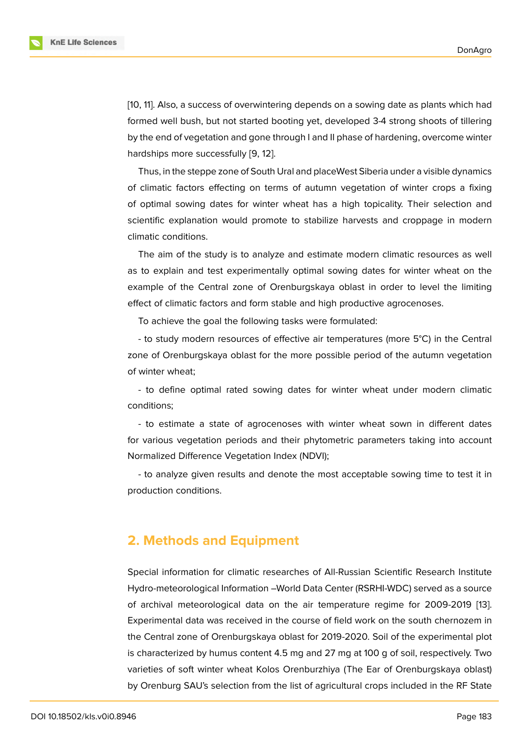[10, 11]. Also, a success of overwintering depends on a sowing date as plants which had formed well bush, but not started booting yet, developed 3-4 strong shoots of tillering by the end of vegetation and gone through I and II phase of hardening, overcome winter hardships more successfully [9, 12].

Thus, in the steppe zone of South Ural and placeWest Siberia under a visible dynamics of climatic factors effecting on terms of autumn vegetation of winter crops a fixing of optimal sowing dates for winter wheat has a high topicality. Their selection and scientific explanation would promote to stabilize harvests and croppage in modern climatic conditions.

The aim of the study is to analyze and estimate modern climatic resources as well as to explain and test experimentally optimal sowing dates for winter wheat on the example of the Central zone of Orenburgskaya oblast in order to level the limiting effect of climatic factors and form stable and high productive agrocenoses.

To achieve the goal the following tasks were formulated:

- to study modern resources of effective air temperatures (more 5°C) in the Central zone of Orenburgskaya oblast for the more possible period of the autumn vegetation of winter wheat;

- to define optimal rated sowing dates for winter wheat under modern climatic conditions;

- to estimate a state of agrocenoses with winter wheat sown in different dates for various vegetation periods and their phytometric parameters taking into account Normalized Difference Vegetation Index (NDVI);

- to analyze given results and denote the most acceptable sowing time to test it in production conditions.

## 2. Methods and Equipment

Special information for climatic researches of All-Russian Scientific Research Institute Hydro-meteorological Information –World Data Center (RSRHI-WDC) served as a source of archival meteorological data on the air temperature regime for 2009-2019 [13]. Experimental data was received in the course of field work on the south chernozem in the Central zone of Orenburgskaya oblast for 2019-2020. Soil of the experimental plot is characterized by humus content 4.5 mg and 27 mg at 100 g of soil, respectively. Two varieties of soft winter wheat Kolos Orenburzhiya (The Ear of Orenburgskaya oblast) by Orenburg SAU's selection from the list of agricultural crops included in the RF State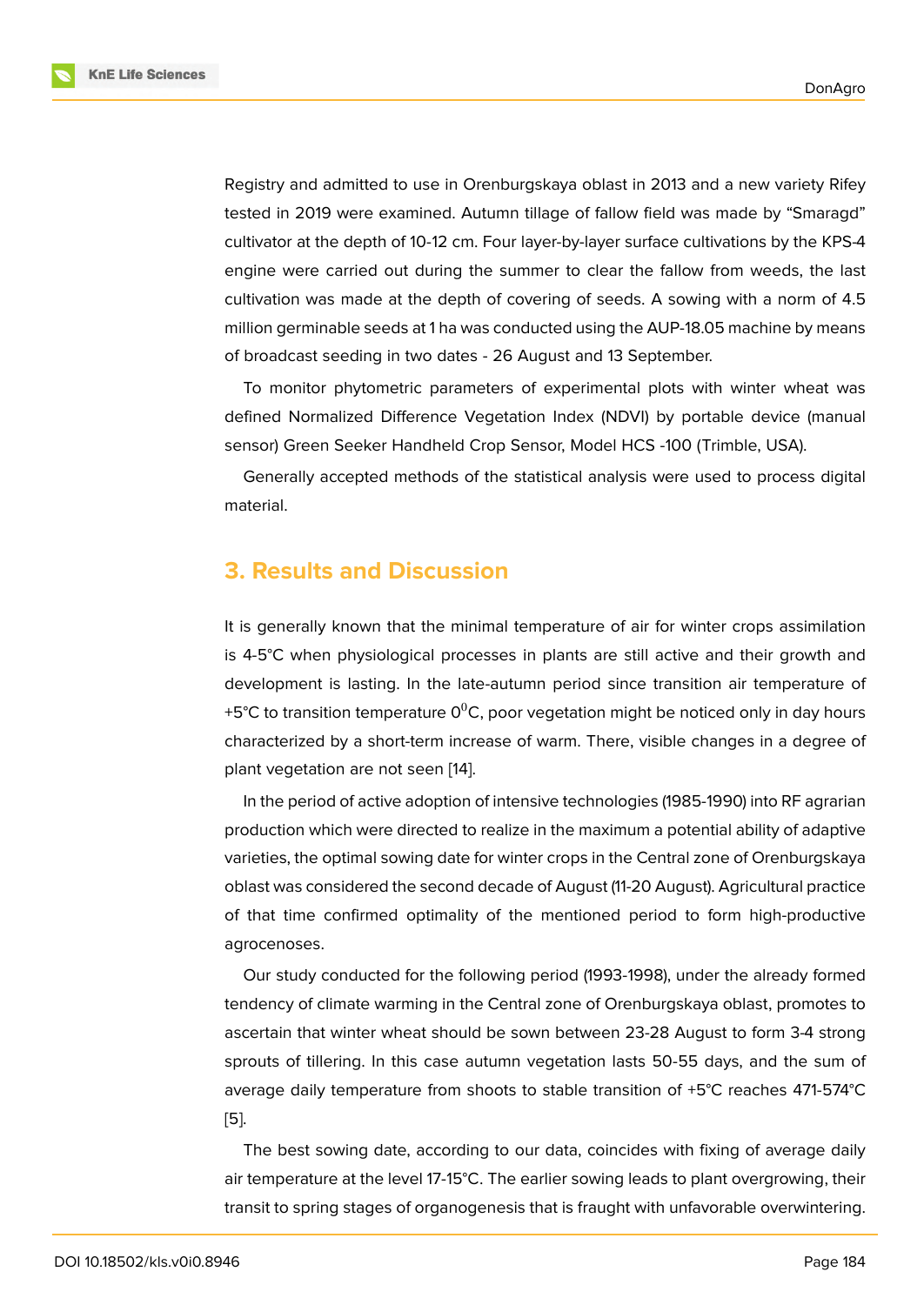Registry and admitted to use in Orenburgskaya oblast in 2013 and a new variety Rifey tested in 2019 were examined. Autumn tillage of fallow field was made by "Smaragd" cultivator at the depth of 10-12 cm. Four layer-by-layer surface cultivations by the KPS-4 engine were carried out during the summer to clear the fallow from weeds, the last cultivation was made at the depth of covering of seeds. A sowing with a norm of 4.5 million germinable seeds at 1 ha was conducted using the AUP-18.05 machine by means of broadcast seeding in two dates - 26 August and 13 September.

To monitor phytometric parameters of experimental plots with winter wheat was defined Normalized Difference Vegetation Index (NDVI) by portable device (manual sensor) Green Seeker Handheld Crop Sensor, Model HCS -100 (Trimble, USA).

Generally accepted methods of the statistical analysis were used to process digital material.

## 3. Results and Discussion

It is generally known that the minimal temperature of air for winter crops assimilation is 4-5°C when physiological processes in plants are still active and their growth and development is lasting. In the late-autumn period since transition air temperature of +5°C to transition temperature $0^0$C, poor vegetation might be noticed only in day hours characterized by a short-term increase of warm. There, visible changes in a degree of plant vegetation are not seen [14].

In the period of active adoption of intensive technologies (1985-1990) into RF agrarian production which were directed to realize in the maximum a potential ability of adaptive varieties, the optimal sowing date for winter crops in the Central zone of Orenburgskaya oblast was considered the second decade of August (11-20 August). Agricultural practice of that time confirmed optimality of the mentioned period to form high-productive agrocenoses.

Our study conducted for the following period (1993-1998), under the already formed tendency of climate warming in the Central zone of Orenburgskaya oblast, promotes to ascertain that winter wheat should be sown between 23-28 August to form 3-4 strong sprouts of tillering. In this case autumn vegetation lasts 50-55 days, and the sum of average daily temperature from shoots to stable transition of +5°C reaches 471-574°C [5].

The best sowing date, according to our data, coincides with fixing of average daily air temperature at the level 17-15°C. The earlier sowing leads to plant overgrowing, their transit to spring stages of organogenesis that is fraught with unfavorable overwintering.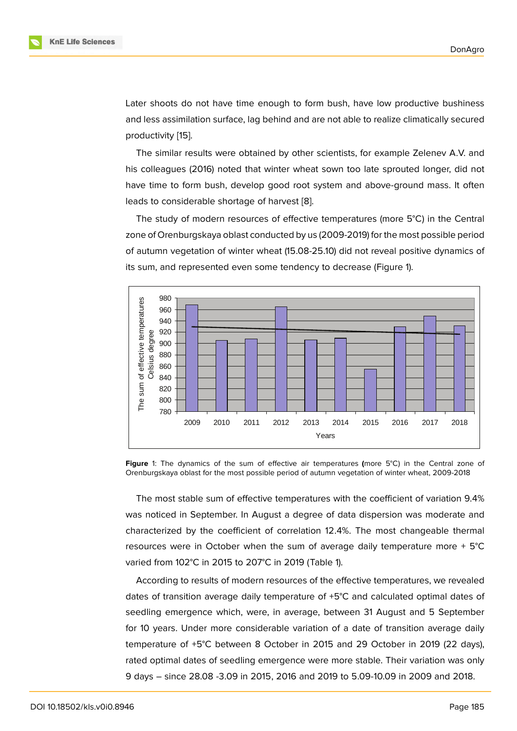Later shoots do not have time enough to form bush, have low productive bushiness and less assimilation surface, lag behind and are not able to realize climatically secured productivity [15].

The similar results were obtained by other scientists, for example Zelenev A.V. and his colleagues (2016) noted that winter wheat sown too late sprouted longer, did not have time to form bush, develop good root system and above-ground mass. It often leads to considerable shortage of harvest [8].

The study of modern resources of effective temperatures (more 5°C) in the Central zone of Orenburgskaya oblast conducted by us (2009-2019) for the most possible period of autumn vegetation of winter wheat (15.08-25.10) did not reveal positive dynamics of its sum, and represented even some tendency to decrease (Figure 1).

**Figure** 1: The dynamics of the sum of effective air temperatures **(**more 5°C) in the Central zone of Orenburgskaya oblast for the most possible period of autumn vegetation of winter wheat, 2009-2018

The most stable sum of effective temperatures with the coefficient of variation 9.4% was noticed in September. In August a degree of data dispersion was moderate and characterized by the coefficient of correlation 12.4%. The most changeable thermal resources were in October when the sum of average daily temperature more + 5°C varied from 102°C in 2015 to 207°C in 2019 (Table 1).

According to results of modern resources of the effective temperatures, we revealed dates of transition average daily temperature of +5°C and calculated optimal dates of seedling emergence which, were, in average, between 31 August and 5 September for 10 years. Under more considerable variation of a date of transition average daily temperature of +5°C between 8 October in 2015 and 29 October in 2019 (22 days), rated optimal dates of seedling emergence were more stable. Their variation was only 9 days – since 28.08 -3.09 in 2015, 2016 and 2019 to 5.09-10.09 in 2009 and 2018.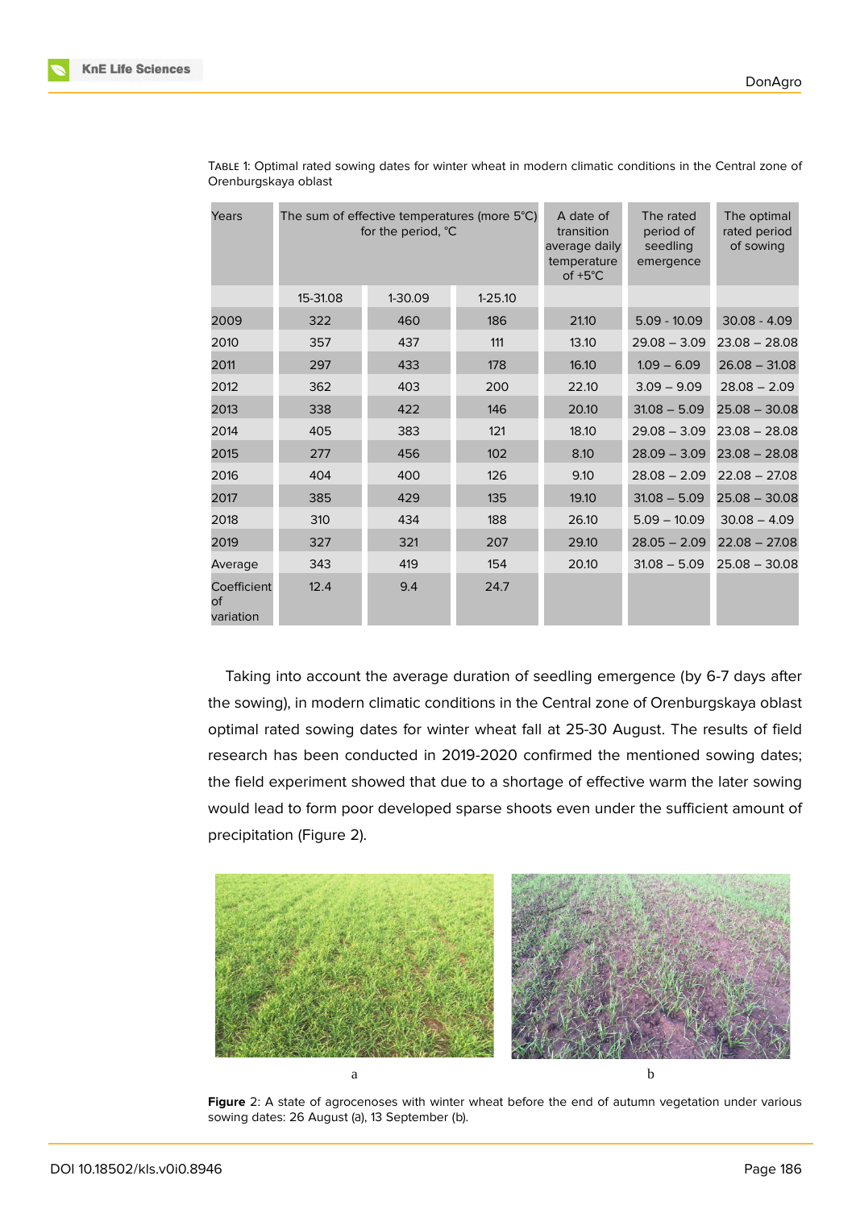Table 1: Optimal rated sowing dates for winter wheat in modern climatic conditions in the Central zone of Orenburgskaya oblast

| Years | The sum of effective temperatures (more 5°C) for the period, °C | | | A date of transition average daily temperature of +5°C | The rated period of seedling emergence | The optimal rated period of sowing |
|---|---|---|---|---|---|---|
| | 15-31.08 | 1-30.09 | 1-25.10 | | | |
| 2009 | 322 | 460 | 186 | 21.10 | 5.09 - 10.09 | 30.08 - 4.09 |
| 2010 | 357 | 437 | 111 | 13.10 | 29.08 – 3.09 | 23.08 – 28.08 |
| 2011 | 297 | 433 | 178 | 16.10 | 1.09 – 6.09 | 26.08 – 31.08 |
| 2012 | 362 | 403 | 200 | 22.10 | 3.09 – 9.09 | 28.08 – 2.09 |
| 2013 | 338 | 422 | 146 | 20.10 | 31.08 – 5.09 | 25.08 – 30.08 |
| 2014 | 405 | 383 | 121 | 18.10 | 29.08 – 3.09 | 23.08 – 28.08 |
| 2015 | 277 | 456 | 102 | 8.10 | 28.09 – 3.09 | 23.08 – 28.08 |
| 2016 | 404 | 400 | 126 | 9.10 | 28.08 – 2.09 | 22.08 – 27.08 |
| 2017 | 385 | 429 | 135 | 19.10 | 31.08 – 5.09 | 25.08 – 30.08 |
| 2018 | 310 | 434 | 188 | 26.10 | 5.09 – 10.09 | 30.08 – 4.09 |
| 2019 | 327 | 321 | 207 | 29.10 | 28.05 – 2.09 | 22.08 – 27.08 |
| Average | 343 | 419 | 154 | 20.10 | 31.08 – 5.09 | 25.08 – 30.08 |
| Coefficient of variation | 12.4 | 9.4 | 24.7 | | | |

Taking into account the average duration of seedling emergence (by 6-7 days after the sowing), in modern climatic conditions in the Central zone of Orenburgskaya oblast optimal rated sowing dates for winter wheat fall at 25-30 August. The results of field research has been conducted in 2019-2020 confirmed the mentioned sowing dates; the field experiment showed that due to a shortage of effective warm the later sowing would lead to form poor developed sparse shoots even under the sufficient amount of precipitation (Figure 2).

a b

**Figure** 2: A state of agrocenoses with winter wheat before the end of autumn vegetation under various sowing dates: 26 August (a), 13 September (b).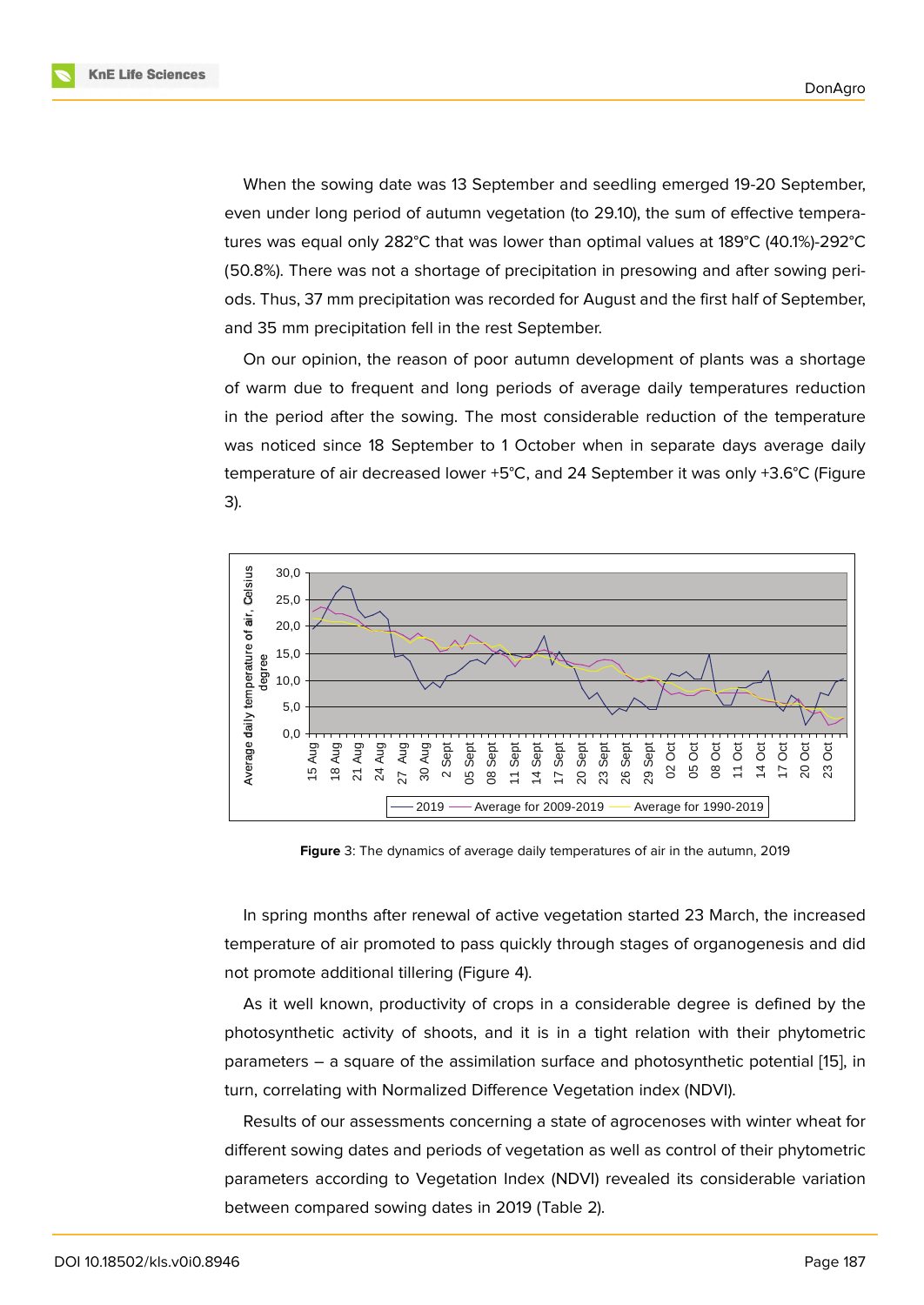When the sowing date was 13 September and seedling emerged 19-20 September, even under long period of autumn vegetation (to 29.10), the sum of effective temperatures was equal only 282°C that was lower than optimal values at 189°C (40.1%)-292°C (50.8%). There was not a shortage of precipitation in presowing and after sowing periods. Thus, 37 mm precipitation was recorded for August and the first half of September, and 35 mm precipitation fell in the rest September.

On our opinion, the reason of poor autumn development of plants was a shortage of warm due to frequent and long periods of average daily temperatures reduction in the period after the sowing. The most considerable reduction of the temperature was noticed since 18 September to 1 October when in separate days average daily temperature of air decreased lower +5°C, and 24 September it was only +3.6°C (Figure 3).

**Figure** 3: The dynamics of average daily temperatures of air in the autumn, 2019

In spring months after renewal of active vegetation started 23 March, the increased temperature of air promoted to pass quickly through stages of organogenesis and did not promote additional tillering (Figure 4).

As it well known, productivity of crops in a considerable degree is defined by the photosynthetic activity of shoots, and it is in a tight relation with their phytometric parameters – a square of the assimilation surface and photosynthetic potential [15], in turn, correlating with Normalized Difference Vegetation index (NDVI).

Results of our assessments concerning a state of agrocenoses with winter wheat for different sowing dates and periods of vegetation as well as control of their phytometric parameters according to Vegetation Index (NDVI) revealed its considerable variation between compared sowing dates in 2019 (Table 2).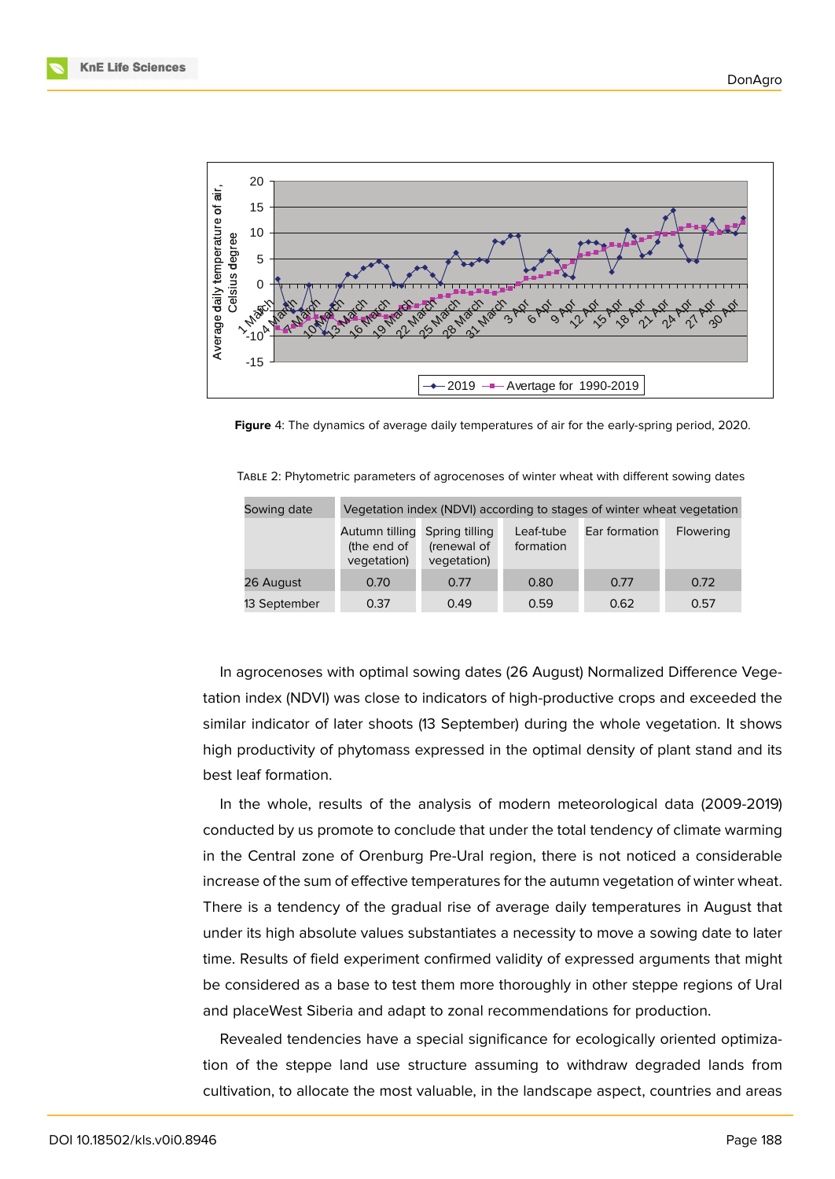Figure 4: The dynamics of average daily temperatures of air for the early-spring period, 2020.

Table 2: Phytometric parameters of agrocenoses of winter wheat with different sowing dates

| Sowing date | Vegetation index (NDVI) according to stages of winter wheat vegetation | | | | |
|---|---|---|---|---|---|
| | Autumn tilling (the end of vegetation) | Spring tilling (renewal of vegetation) | Leaf-tube formation | Ear formation | Flowering |
| 26 August | 0.70 | 0.77 | 0.80 | 0.77 | 0.72 |
| 13 September | 0.37 | 0.49 | 0.59 | 0.62 | 0.57 |

In agrocenoses with optimal sowing dates (26 August) Normalized Difference Vegetation index (NDVI) was close to indicators of high-productive crops and exceeded the similar indicator of later shoots (13 September) during the whole vegetation. It shows high productivity of phytomass expressed in the optimal density of plant stand and its best leaf formation.

In the whole, results of the analysis of modern meteorological data (2009-2019) conducted by us promote to conclude that under the total tendency of climate warming in the Central zone of Orenburg Pre-Ural region, there is not noticed a considerable increase of the sum of effective temperatures for the autumn vegetation of winter wheat. There is a tendency of the gradual rise of average daily temperatures in August that under its high absolute values substantiates a necessity to move a sowing date to later time. Results of field experiment confirmed validity of expressed arguments that might be considered as a base to test them more thoroughly in other steppe regions of Ural and placeWest Siberia and adapt to zonal recommendations for production.

Revealed tendencies have a special significance for ecologically oriented optimization of the steppe land use structure assuming to withdraw degraded lands from cultivation, to allocate the most valuable, in the landscape aspect, countries and areas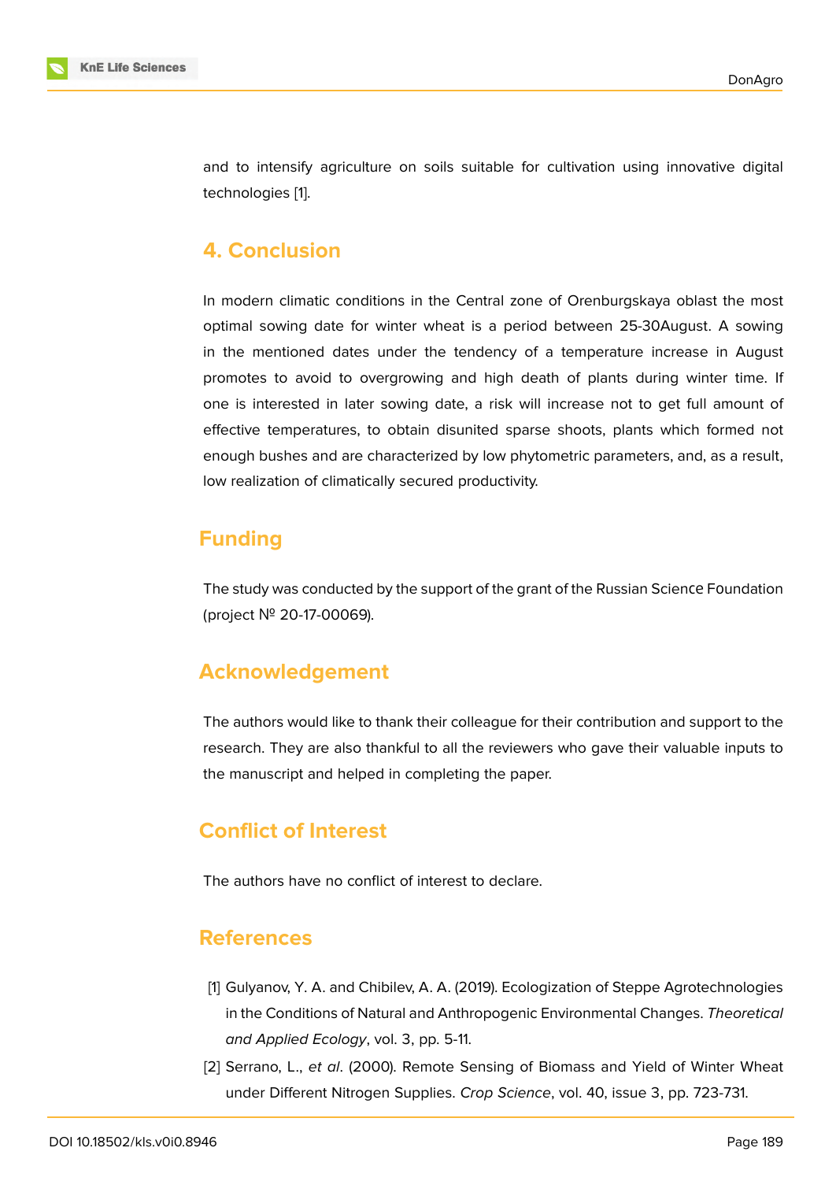and to intensify agriculture on soils suitable for cultivation using innovative digital technologies [1].

## 4. Conclusion

In modern climatic conditions in the Central zone of Orenburgskaya oblast the most optimal sowing date for winter wheat is a period between 25-30August. A sowing in the mentioned dates under the tendency of a temperature increase in August promotes to avoid to overgrowing and high death of plants during winter time. If one is interested in later sowing date, a risk will increase not to get full amount of effective temperatures, to obtain disunited sparse shoots, plants which formed not enough bushes and are characterized by low phytometric parameters, and, as a result, low realization of climatically secured productivity.

## Funding

The study was conducted by the support of the grant of the Russian Science Foundation (project № 20-17-00069).

## Acknowledgement

The authors would like to thank their colleague for their contribution and support to the research. They are also thankful to all the reviewers who gave their valuable inputs to the manuscript and helped in completing the paper.

## Conflict of Interest

The authors have no conflict of interest to declare.

## References

[1] Gulyanov, Y. A. and Chibilev, A. A. (2019). Ecologization of Steppe Agrotechnologies in the Conditions of Natural and Anthropogenic Environmental Changes. *Theoretical and Applied Ecology*, vol. 3, pp. 5-11.

[2] Serrano, L., *et al*. (2000). Remote Sensing of Biomass and Yield of Winter Wheat under Different Nitrogen Supplies. *Crop Science*, vol. 40, issue 3, pp. 723-731.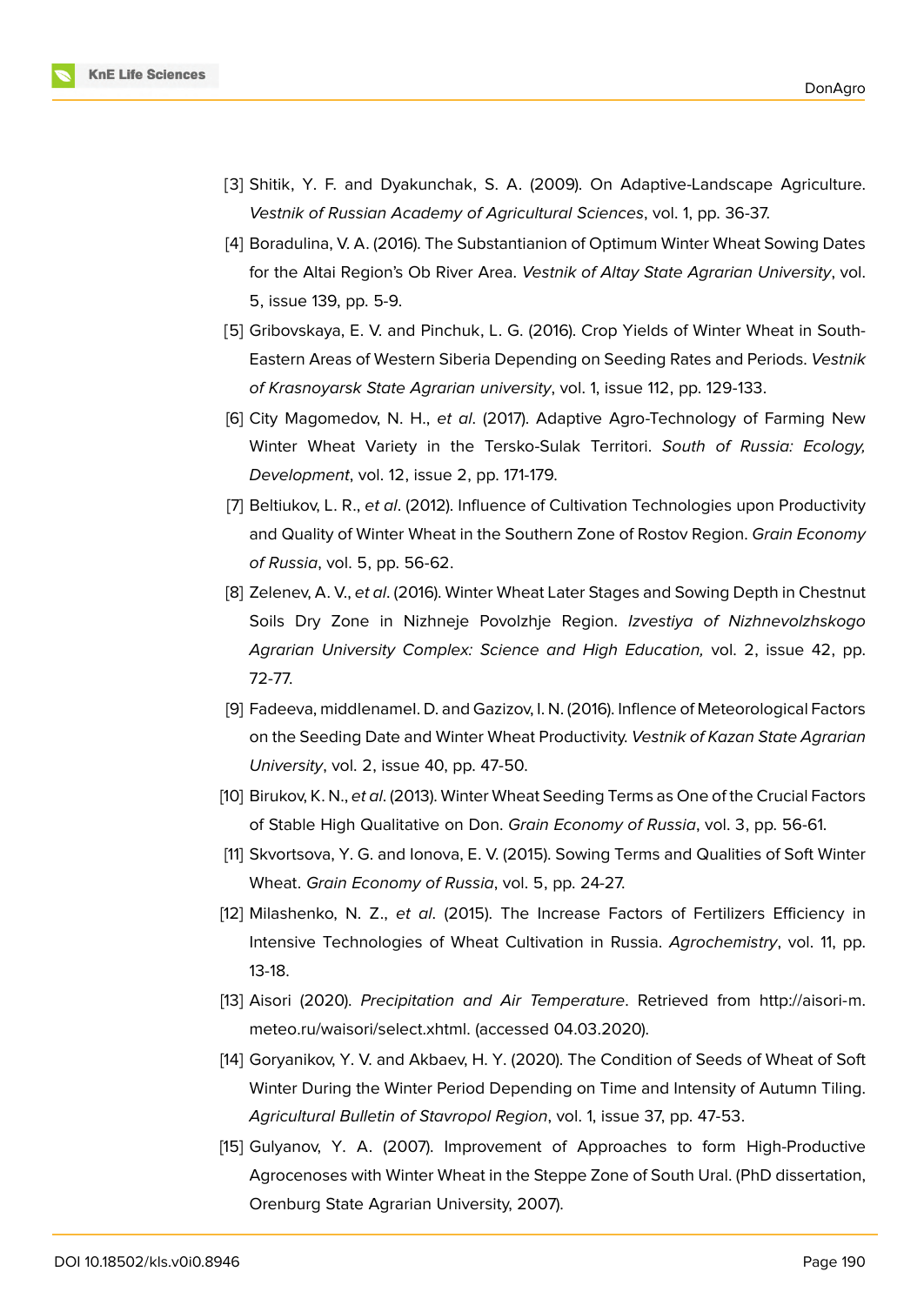[3] Shitik, Y. F. and Dyakunchak, S. A. (2009). On Adaptive-Landscape Agriculture. *Vestnik of Russian Academy of Agricultural Sciences*, vol. 1, pp. 36-37.

[4] Boradulina, V. A. (2016). The Substantianion of Optimum Winter Wheat Sowing Dates for the Altai Region's Ob River Area. *Vestnik of Altay State Agrarian University*, vol. 5, issue 139, pp. 5-9.

[5] Gribovskaya, E. V. and Pinchuk, L. G. (2016). Crop Yields of Winter Wheat in South-Eastern Areas of Western Siberia Depending on Seeding Rates and Periods. *Vestnik of Krasnoyarsk State Agrarian university*, vol. 1, issue 112, pp. 129-133.

[6] City Magomedov, N. H., *et al*. (2017). Adaptive Agro-Technology of Farming New Winter Wheat Variety in the Tersko-Sulak Territori. *South of Russia: Ecology, Development*, vol. 12, issue 2, pp. 171-179.

[7] Beltiukov, L. R., *et al*. (2012). Influence of Cultivation Technologies upon Productivity and Quality of Winter Wheat in the Southern Zone of Rostov Region. *Grain Economy of Russia*, vol. 5, pp. 56-62.

[8] Zelenev, A. V., *et al*. (2016). Winter Wheat Later Stages and Sowing Depth in Chestnut Soils Dry Zone in Nizhneje Povolzhje Region. *Izvestiya of Nizhnevolzhskogo Agrarian University Complex: Science and High Education,* vol. 2, issue 42, pp. 72-77.

[9] Fadeeva, middlenamel. D. and Gazizov, I. N. (2016). Inflence of Meteorological Factors on the Seeding Date and Winter Wheat Productivity. *Vestnik of Kazan State Agrarian University*, vol. 2, issue 40, pp. 47-50.

[10] Birukov, K. N., *et al*. (2013). Winter Wheat Seeding Terms as One of the Crucial Factors of Stable High Qualitative on Don. *Grain Economy of Russia*, vol. 3, pp. 56-61.

[11] Skvortsova, Y. G. and Ionova, E. V. (2015). Sowing Terms and Qualities of Soft Winter Wheat. *Grain Economy of Russia*, vol. 5, pp. 24-27.

[12] Milashenko, N. Z., *et al*. (2015). The Increase Factors of Fertilizers Efficiency in Intensive Technologies of Wheat Cultivation in Russia. *Agrochemistry*, vol. 11, pp. 13-18.

[13] Aisori (2020). *Precipitation and Air Temperature*. Retrieved from http://aisori-m.meteo.ru/waisori/select.xhtml. (accessed 04.03.2020).

[14] Goryanikov, Y. V. and Akbaev, H. Y. (2020). The Condition of Seeds of Wheat of Soft Winter During the Winter Period Depending on Time and Intensity of Autumn Tiling. *Agricultural Bulletin of Stavropol Region*, vol. 1, issue 37, pp. 47-53.

[15] Gulyanov, Y. A. (2007). Improvement of Approaches to form High-Productive Agrocenoses with Winter Wheat in the Steppe Zone of South Ural. (PhD dissertation, Orenburg State Agrarian University, 2007).